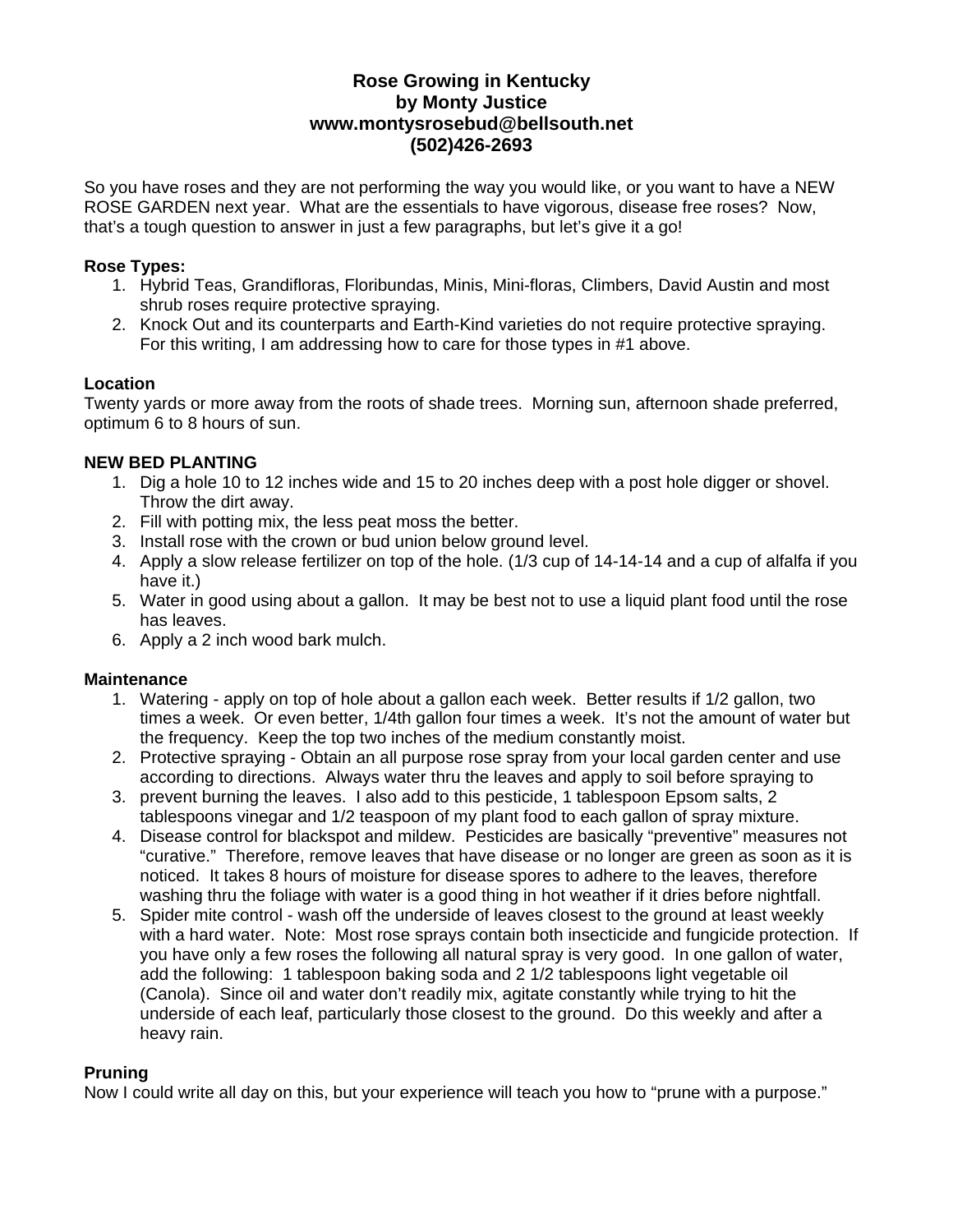# Rose Growing in Kentucky
## by Monty Justice
## www.montysrosebud@bellsouth.net
## (502)426-2693

So you have roses and they are not performing the way you would like, or you want to have a NEW ROSE GARDEN next year. What are the essentials to have vigorous, disease free roses? Now, that's a tough question to answer in just a few paragraphs, but let's give it a go!

**Rose Types:**

1. Hybrid Teas, Grandifloras, Floribundas, Minis, Mini-floras, Climbers, David Austin and most shrub roses require protective spraying.
2. Knock Out and its counterparts and Earth-Kind varieties do not require protective spraying. For this writing, I am addressing how to care for those types in #1 above.

**Location**

Twenty yards or more away from the roots of shade trees. Morning sun, afternoon shade preferred, optimum 6 to 8 hours of sun.

**NEW BED PLANTING**

1. Dig a hole 10 to 12 inches wide and 15 to 20 inches deep with a post hole digger or shovel. Throw the dirt away.
2. Fill with potting mix, the less peat moss the better.
3. Install rose with the crown or bud union below ground level.
4. Apply a slow release fertilizer on top of the hole. (1/3 cup of 14-14-14 and a cup of alfalfa if you have it.)
5. Water in good using about a gallon. It may be best not to use a liquid plant food until the rose has leaves.
6. Apply a 2 inch wood bark mulch.

**Maintenance**

1. Watering - apply on top of hole about a gallon each week. Better results if 1/2 gallon, two times a week. Or even better, 1/4th gallon four times a week. It's not the amount of water but the frequency. Keep the top two inches of the medium constantly moist.
2. Protective spraying - Obtain an all purpose rose spray from your local garden center and use according to directions. Always water thru the leaves and apply to soil before spraying to
3. prevent burning the leaves. I also add to this pesticide, 1 tablespoon Epsom salts, 2 tablespoons vinegar and 1/2 teaspoon of my plant food to each gallon of spray mixture.
4. Disease control for blackspot and mildew. Pesticides are basically "preventive" measures not "curative." Therefore, remove leaves that have disease or no longer are green as soon as it is noticed. It takes 8 hours of moisture for disease spores to adhere to the leaves, therefore washing thru the foliage with water is a good thing in hot weather if it dries before nightfall.
5. Spider mite control - wash off the underside of leaves closest to the ground at least weekly with a hard water. Note: Most rose sprays contain both insecticide and fungicide protection. If you have only a few roses the following all natural spray is very good. In one gallon of water, add the following: 1 tablespoon baking soda and 2 1/2 tablespoons light vegetable oil (Canola). Since oil and water don't readily mix, agitate constantly while trying to hit the underside of each leaf, particularly those closest to the ground. Do this weekly and after a heavy rain.

**Pruning**

Now I could write all day on this, but your experience will teach you how to "prune with a purpose."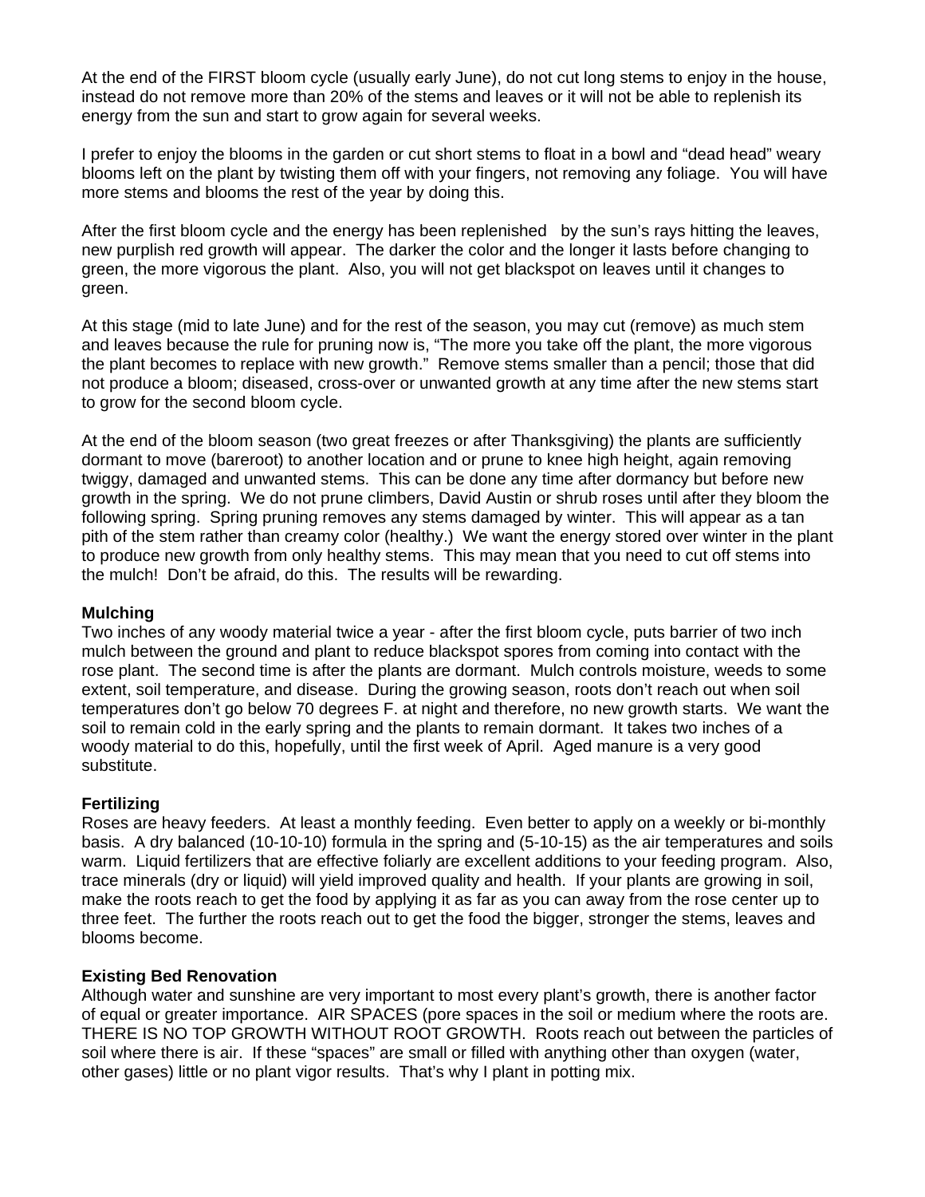At the end of the FIRST bloom cycle (usually early June), do not cut long stems to enjoy in the house, instead do not remove more than 20% of the stems and leaves or it will not be able to replenish its energy from the sun and start to grow again for several weeks.

I prefer to enjoy the blooms in the garden or cut short stems to float in a bowl and "dead head" weary blooms left on the plant by twisting them off with your fingers, not removing any foliage. You will have more stems and blooms the rest of the year by doing this.

After the first bloom cycle and the energy has been replenished by the sun's rays hitting the leaves, new purplish red growth will appear. The darker the color and the longer it lasts before changing to green, the more vigorous the plant. Also, you will not get blackspot on leaves until it changes to green.

At this stage (mid to late June) and for the rest of the season, you may cut (remove) as much stem and leaves because the rule for pruning now is, "The more you take off the plant, the more vigorous the plant becomes to replace with new growth." Remove stems smaller than a pencil; those that did not produce a bloom; diseased, cross-over or unwanted growth at any time after the new stems start to grow for the second bloom cycle.

At the end of the bloom season (two great freezes or after Thanksgiving) the plants are sufficiently dormant to move (bareroot) to another location and or prune to knee high height, again removing twiggy, damaged and unwanted stems. This can be done any time after dormancy but before new growth in the spring. We do not prune climbers, David Austin or shrub roses until after they bloom the following spring. Spring pruning removes any stems damaged by winter. This will appear as a tan pith of the stem rather than creamy color (healthy.) We want the energy stored over winter in the plant to produce new growth from only healthy stems. This may mean that you need to cut off stems into the mulch! Don't be afraid, do this. The results will be rewarding.

**Mulching**
Two inches of any woody material twice a year - after the first bloom cycle, puts barrier of two inch mulch between the ground and plant to reduce blackspot spores from coming into contact with the rose plant. The second time is after the plants are dormant. Mulch controls moisture, weeds to some extent, soil temperature, and disease. During the growing season, roots don't reach out when soil temperatures don't go below 70 degrees F. at night and therefore, no new growth starts. We want the soil to remain cold in the early spring and the plants to remain dormant. It takes two inches of a woody material to do this, hopefully, until the first week of April. Aged manure is a very good substitute.

**Fertilizing**
Roses are heavy feeders. At least a monthly feeding. Even better to apply on a weekly or bi-monthly basis. A dry balanced (10-10-10) formula in the spring and (5-10-15) as the air temperatures and soils warm. Liquid fertilizers that are effective foliarly are excellent additions to your feeding program. Also, trace minerals (dry or liquid) will yield improved quality and health. If your plants are growing in soil, make the roots reach to get the food by applying it as far as you can away from the rose center up to three feet. The further the roots reach out to get the food the bigger, stronger the stems, leaves and blooms become.

**Existing Bed Renovation**
Although water and sunshine are very important to most every plant's growth, there is another factor of equal or greater importance. AIR SPACES (pore spaces in the soil or medium where the roots are. THERE IS NO TOP GROWTH WITHOUT ROOT GROWTH. Roots reach out between the particles of soil where there is air. If these "spaces" are small or filled with anything other than oxygen (water, other gases) little or no plant vigor results. That's why I plant in potting mix.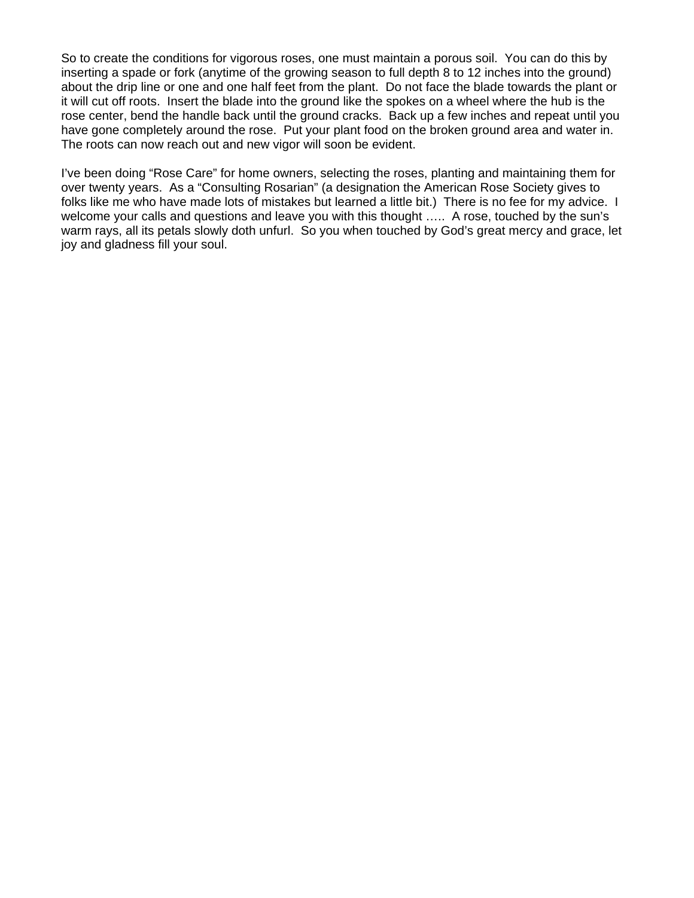So to create the conditions for vigorous roses, one must maintain a porous soil. You can do this by inserting a spade or fork (anytime of the growing season to full depth 8 to 12 inches into the ground) about the drip line or one and one half feet from the plant. Do not face the blade towards the plant or it will cut off roots. Insert the blade into the ground like the spokes on a wheel where the hub is the rose center, bend the handle back until the ground cracks. Back up a few inches and repeat until you have gone completely around the rose. Put your plant food on the broken ground area and water in. The roots can now reach out and new vigor will soon be evident.

I've been doing "Rose Care" for home owners, selecting the roses, planting and maintaining them for over twenty years. As a "Consulting Rosarian" (a designation the American Rose Society gives to folks like me who have made lots of mistakes but learned a little bit.) There is no fee for my advice. I welcome your calls and questions and leave you with this thought ….. A rose, touched by the sun's warm rays, all its petals slowly doth unfurl. So you when touched by God's great mercy and grace, let joy and gladness fill your soul.